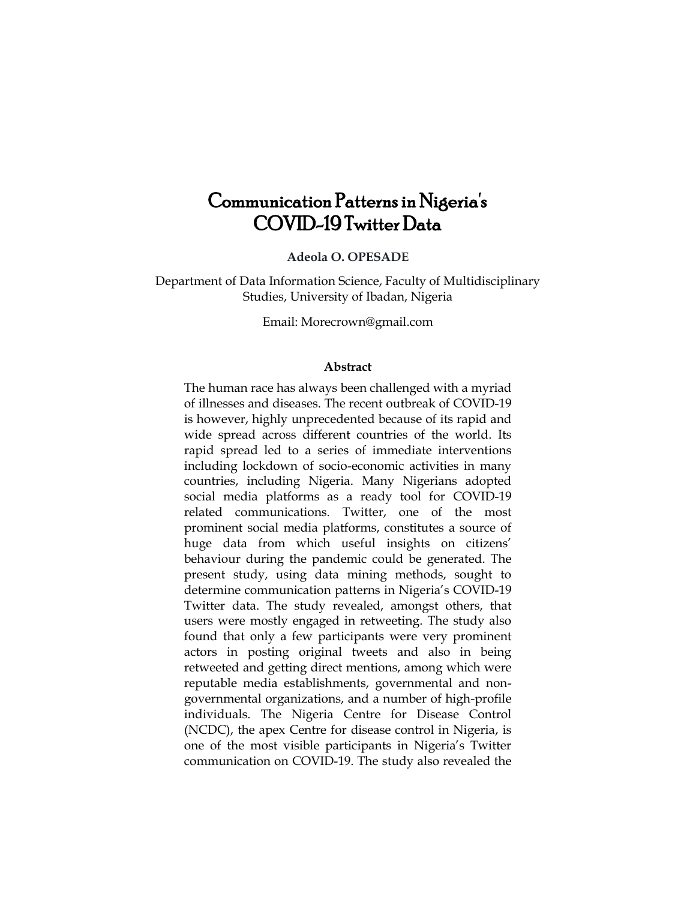# Communication Patterns in Nigeria's COVID-19 Twitter Data

**Adeola O. OPESADE**

Department of Data Information Science, Faculty of Multidisciplinary Studies, University of Ibadan, Nigeria

Email: Morecrown@gmail.com

## Abstract

The human race has always been challenged with a myriad of illnesses and diseases. The recent outbreak of COVID-19 is however, highly unprecedented because of its rapid and wide spread across different countries of the world. Its rapid spread led to a series of immediate interventions including lockdown of socio-economic activities in many countries, including Nigeria. Many Nigerians adopted social media platforms as a ready tool for COVID-19 related communications. Twitter, one of the most prominent social media platforms, constitutes a source of huge data from which useful insights on citizens' behaviour during the pandemic could be generated. The present study, using data mining methods, sought to determine communication patterns in Nigeria's COVID-19 Twitter data. The study revealed, amongst others, that users were mostly engaged in retweeting. The study also found that only a few participants were very prominent actors in posting original tweets and also in being retweeted and getting direct mentions, among which were reputable media establishments, governmental and non-governmental organizations, and a number of high-profile individuals. The Nigeria Centre for Disease Control (NCDC), the apex Centre for disease control in Nigeria, is one of the most visible participants in Nigeria's Twitter communication on COVID-19. The study also revealed the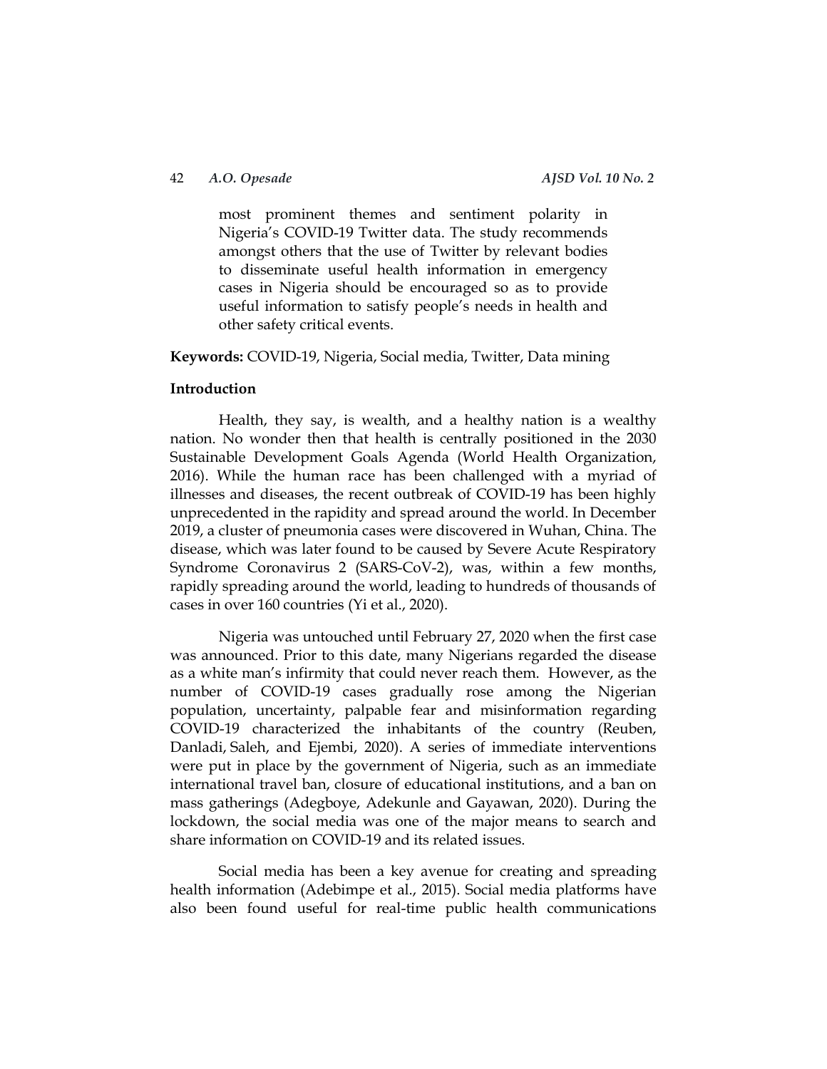most prominent themes and sentiment polarity in Nigeria's COVID-19 Twitter data. The study recommends amongst others that the use of Twitter by relevant bodies to disseminate useful health information in emergency cases in Nigeria should be encouraged so as to provide useful information to satisfy people's needs in health and other safety critical events.

**Keywords:** COVID-19, Nigeria, Social media, Twitter, Data mining

## Introduction

Health, they say, is wealth, and a healthy nation is a wealthy nation. No wonder then that health is centrally positioned in the 2030 Sustainable Development Goals Agenda (World Health Organization, 2016). While the human race has been challenged with a myriad of illnesses and diseases, the recent outbreak of COVID-19 has been highly unprecedented in the rapidity and spread around the world. In December 2019, a cluster of pneumonia cases were discovered in Wuhan, China. The disease, which was later found to be caused by Severe Acute Respiratory Syndrome Coronavirus 2 (SARS-CoV-2), was, within a few months, rapidly spreading around the world, leading to hundreds of thousands of cases in over 160 countries (Yi et al., 2020).

Nigeria was untouched until February 27, 2020 when the first case was announced. Prior to this date, many Nigerians regarded the disease as a white man's infirmity that could never reach them. However, as the number of COVID-19 cases gradually rose among the Nigerian population, uncertainty, palpable fear and misinformation regarding COVID-19 characterized the inhabitants of the country (Reuben, Danladi, Saleh, and Ejembi, 2020). A series of immediate interventions were put in place by the government of Nigeria, such as an immediate international travel ban, closure of educational institutions, and a ban on mass gatherings (Adegboye, Adekunle and Gayawan, 2020). During the lockdown, the social media was one of the major means to search and share information on COVID-19 and its related issues.

Social media has been a key avenue for creating and spreading health information (Adebimpe et al., 2015). Social media platforms have also been found useful for real-time public health communications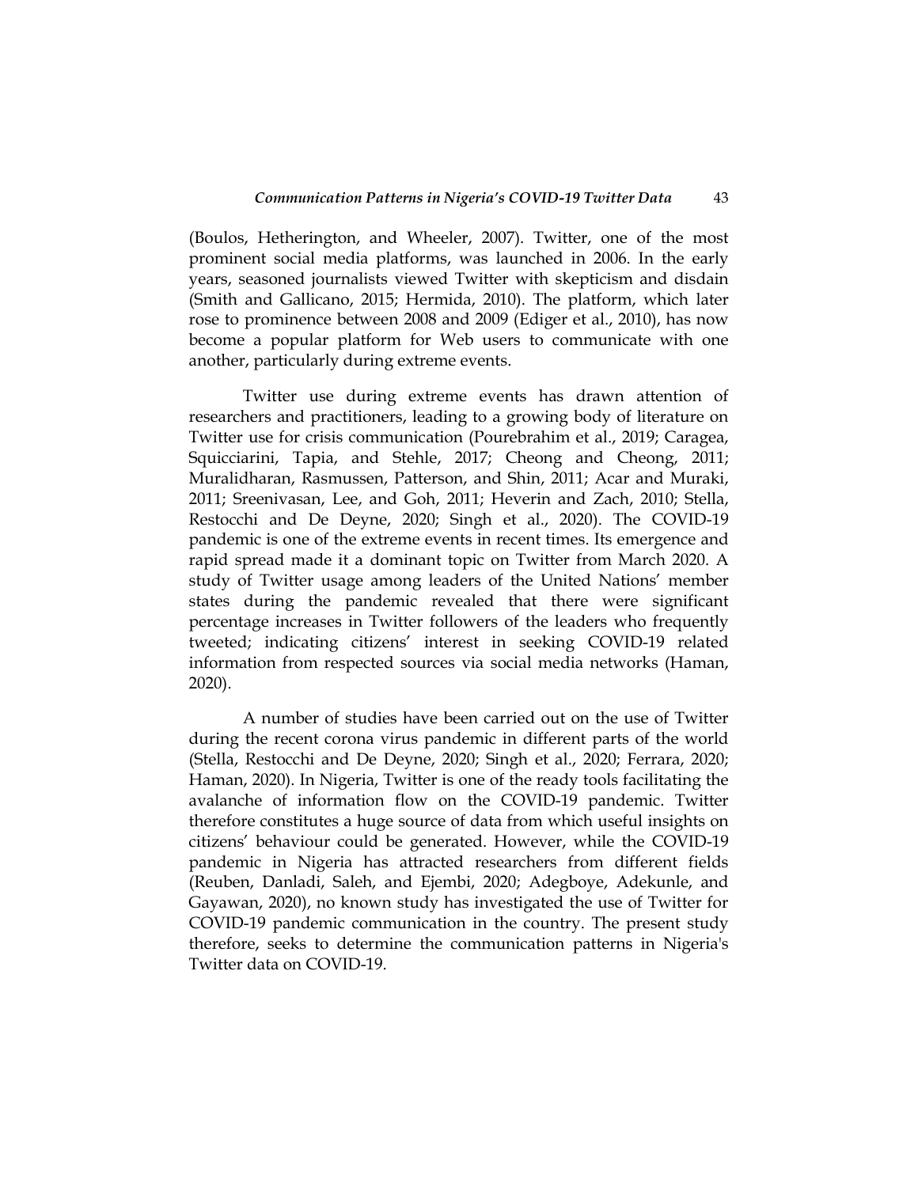(Boulos, Hetherington, and Wheeler, 2007). Twitter, one of the most prominent social media platforms, was launched in 2006. In the early years, seasoned journalists viewed Twitter with skepticism and disdain (Smith and Gallicano, 2015; Hermida, 2010). The platform, which later rose to prominence between 2008 and 2009 (Ediger et al., 2010), has now become a popular platform for Web users to communicate with one another, particularly during extreme events.

Twitter use during extreme events has drawn attention of researchers and practitioners, leading to a growing body of literature on Twitter use for crisis communication (Pourebrahim et al., 2019; Caragea, Squicciarini, Tapia, and Stehle, 2017; Cheong and Cheong, 2011; Muralidharan, Rasmussen, Patterson, and Shin, 2011; Acar and Muraki, 2011; Sreenivasan, Lee, and Goh, 2011; Heverin and Zach, 2010; Stella, Restocchi and De Deyne, 2020; Singh et al., 2020). The COVID-19 pandemic is one of the extreme events in recent times. Its emergence and rapid spread made it a dominant topic on Twitter from March 2020. A study of Twitter usage among leaders of the United Nations' member states during the pandemic revealed that there were significant percentage increases in Twitter followers of the leaders who frequently tweeted; indicating citizens' interest in seeking COVID-19 related information from respected sources via social media networks (Haman, 2020).

A number of studies have been carried out on the use of Twitter during the recent corona virus pandemic in different parts of the world (Stella, Restocchi and De Deyne, 2020; Singh et al., 2020; Ferrara, 2020; Haman, 2020). In Nigeria, Twitter is one of the ready tools facilitating the avalanche of information flow on the COVID-19 pandemic. Twitter therefore constitutes a huge source of data from which useful insights on citizens' behaviour could be generated. However, while the COVID-19 pandemic in Nigeria has attracted researchers from different fields (Reuben, Danladi, Saleh, and Ejembi, 2020; Adegboye, Adekunle, and Gayawan, 2020), no known study has investigated the use of Twitter for COVID-19 pandemic communication in the country. The present study therefore, seeks to determine the communication patterns in Nigeria's Twitter data on COVID-19.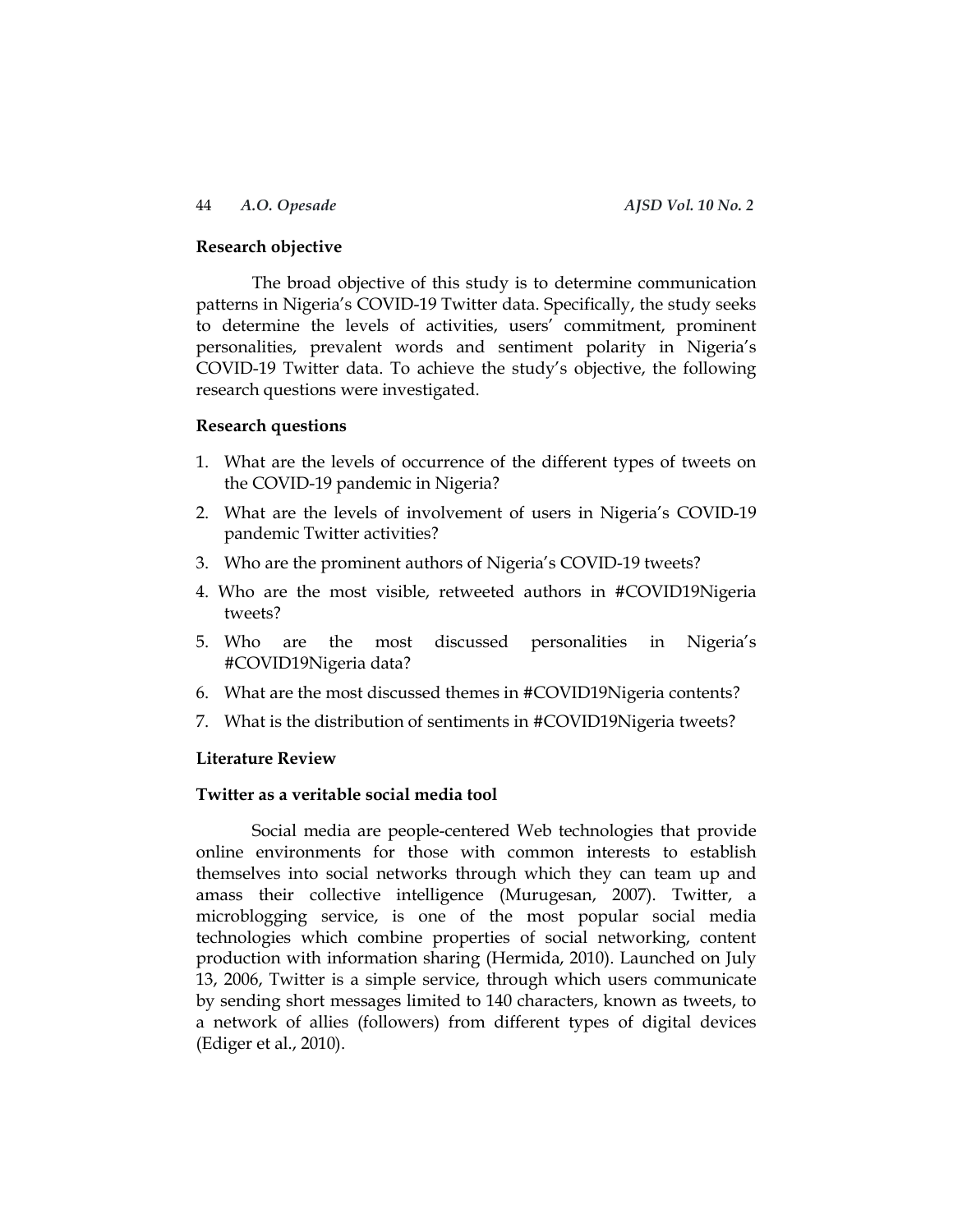**Research objective**

The broad objective of this study is to determine communication patterns in Nigeria's COVID-19 Twitter data. Specifically, the study seeks to determine the levels of activities, users' commitment, prominent personalities, prevalent words and sentiment polarity in Nigeria's COVID-19 Twitter data. To achieve the study's objective, the following research questions were investigated.

**Research questions**

1. What are the levels of occurrence of the different types of tweets on the COVID-19 pandemic in Nigeria?
2. What are the levels of involvement of users in Nigeria's COVID-19 pandemic Twitter activities?
3. Who are the prominent authors of Nigeria's COVID-19 tweets?
4. Who are the most visible, retweeted authors in #COVID19Nigeria tweets?
5. Who are the most discussed personalities in Nigeria's #COVID19Nigeria data?
6. What are the most discussed themes in #COVID19Nigeria contents?
7. What is the distribution of sentiments in #COVID19Nigeria tweets?

## Literature Review

### Twitter as a veritable social media tool

Social media are people-centered Web technologies that provide online environments for those with common interests to establish themselves into social networks through which they can team up and amass their collective intelligence (Murugesan, 2007). Twitter, a microblogging service, is one of the most popular social media technologies which combine properties of social networking, content production with information sharing (Hermida, 2010). Launched on July 13, 2006, Twitter is a simple service, through which users communicate by sending short messages limited to 140 characters, known as tweets, to a network of allies (followers) from different types of digital devices (Ediger et al., 2010).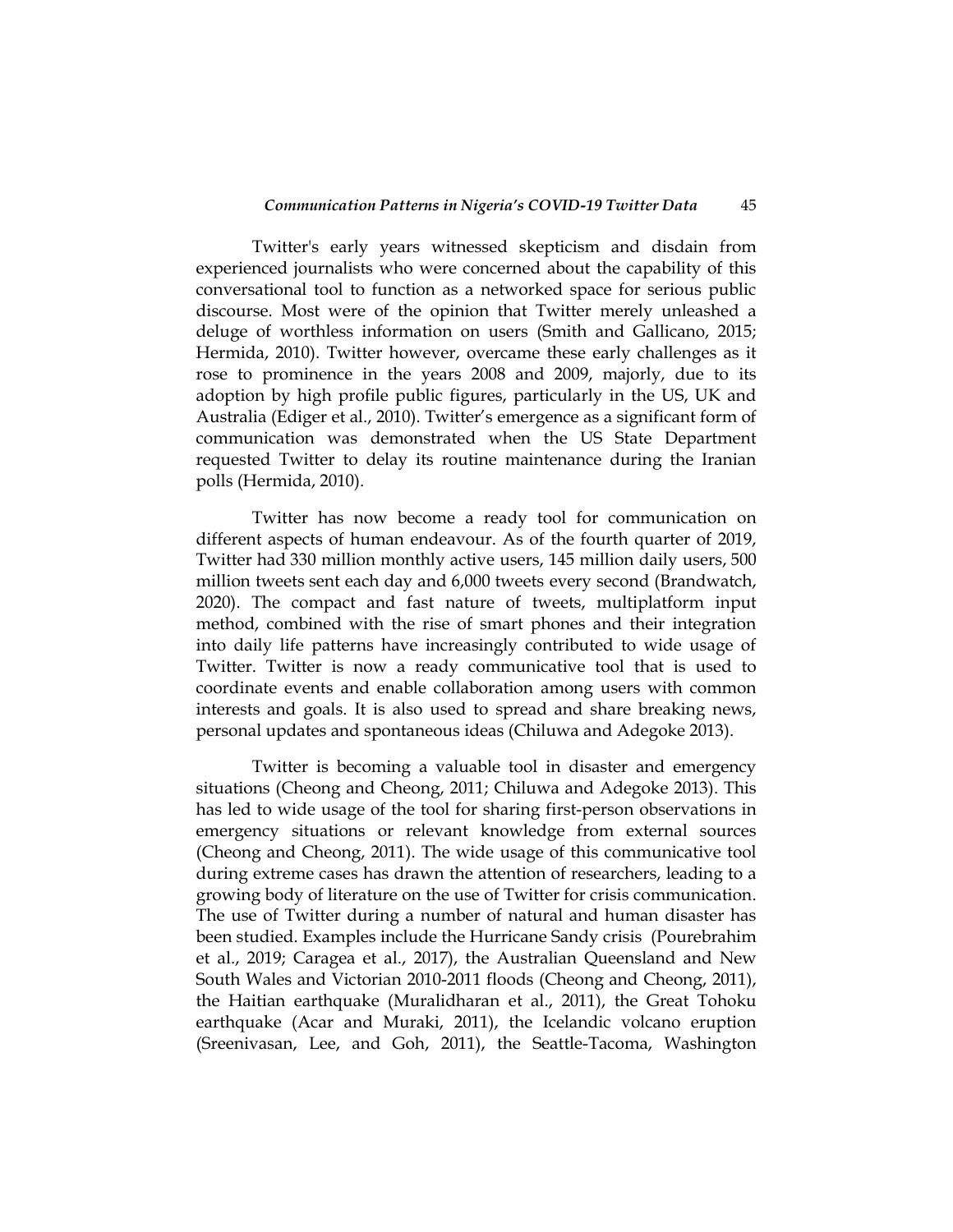Twitter's early years witnessed skepticism and disdain from experienced journalists who were concerned about the capability of this conversational tool to function as a networked space for serious public discourse. Most were of the opinion that Twitter merely unleashed a deluge of worthless information on users (Smith and Gallicano, 2015; Hermida, 2010). Twitter however, overcame these early challenges as it rose to prominence in the years 2008 and 2009, majorly, due to its adoption by high profile public figures, particularly in the US, UK and Australia (Ediger et al., 2010). Twitter's emergence as a significant form of communication was demonstrated when the US State Department requested Twitter to delay its routine maintenance during the Iranian polls (Hermida, 2010).

Twitter has now become a ready tool for communication on different aspects of human endeavour. As of the fourth quarter of 2019, Twitter had 330 million monthly active users, 145 million daily users, 500 million tweets sent each day and 6,000 tweets every second (Brandwatch, 2020). The compact and fast nature of tweets, multiplatform input method, combined with the rise of smart phones and their integration into daily life patterns have increasingly contributed to wide usage of Twitter. Twitter is now a ready communicative tool that is used to coordinate events and enable collaboration among users with common interests and goals. It is also used to spread and share breaking news, personal updates and spontaneous ideas (Chiluwa and Adegoke 2013).

Twitter is becoming a valuable tool in disaster and emergency situations (Cheong and Cheong, 2011; Chiluwa and Adegoke 2013). This has led to wide usage of the tool for sharing first-person observations in emergency situations or relevant knowledge from external sources (Cheong and Cheong, 2011). The wide usage of this communicative tool during extreme cases has drawn the attention of researchers, leading to a growing body of literature on the use of Twitter for crisis communication. The use of Twitter during a number of natural and human disaster has been studied. Examples include the Hurricane Sandy crisis (Pourebrahim et al., 2019; Caragea et al., 2017), the Australian Queensland and New South Wales and Victorian 2010-2011 floods (Cheong and Cheong, 2011), the Haitian earthquake (Muralidharan et al., 2011), the Great Tohoku earthquake (Acar and Muraki, 2011), the Icelandic volcano eruption (Sreenivasan, Lee, and Goh, 2011), the Seattle-Tacoma, Washington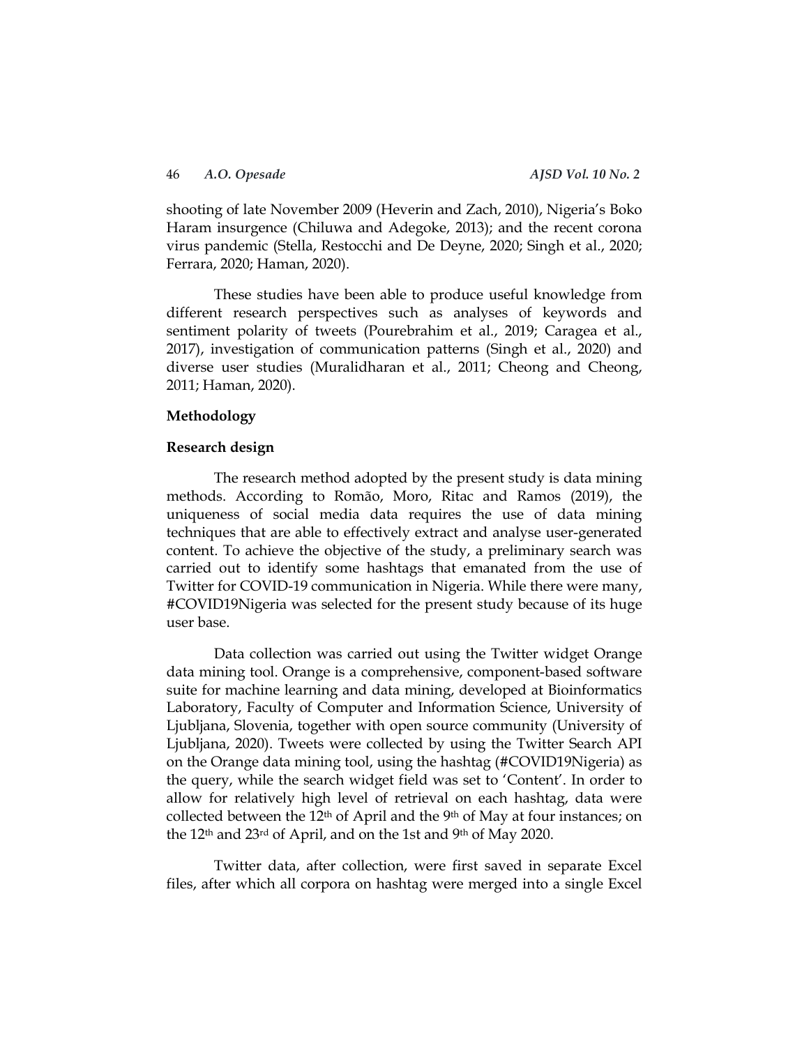shooting of late November 2009 (Heverin and Zach, 2010), Nigeria's Boko Haram insurgence (Chiluwa and Adegoke, 2013); and the recent corona virus pandemic (Stella, Restocchi and De Deyne, 2020; Singh et al., 2020; Ferrara, 2020; Haman, 2020).

These studies have been able to produce useful knowledge from different research perspectives such as analyses of keywords and sentiment polarity of tweets (Pourebrahim et al., 2019; Caragea et al., 2017), investigation of communication patterns (Singh et al., 2020) and diverse user studies (Muralidharan et al., 2011; Cheong and Cheong, 2011; Haman, 2020).

## Methodology

### Research design

The research method adopted by the present study is data mining methods. According to Romão, Moro, Ritac and Ramos (2019), the uniqueness of social media data requires the use of data mining techniques that are able to effectively extract and analyse user-generated content. To achieve the objective of the study, a preliminary search was carried out to identify some hashtags that emanated from the use of Twitter for COVID-19 communication in Nigeria. While there were many, #COVID19Nigeria was selected for the present study because of its huge user base.

Data collection was carried out using the Twitter widget Orange data mining tool. Orange is a comprehensive, component-based software suite for machine learning and data mining, developed at Bioinformatics Laboratory, Faculty of Computer and Information Science, University of Ljubljana, Slovenia, together with open source community (University of Ljubljana, 2020). Tweets were collected by using the Twitter Search API on the Orange data mining tool, using the hashtag (#COVID19Nigeria) as the query, while the search widget field was set to 'Content'. In order to allow for relatively high level of retrieval on each hashtag, data were collected between the 12th of April and the 9th of May at four instances; on the 12th and 23rd of April, and on the 1st and 9th of May 2020.

Twitter data, after collection, were first saved in separate Excel files, after which all corpora on hashtag were merged into a single Excel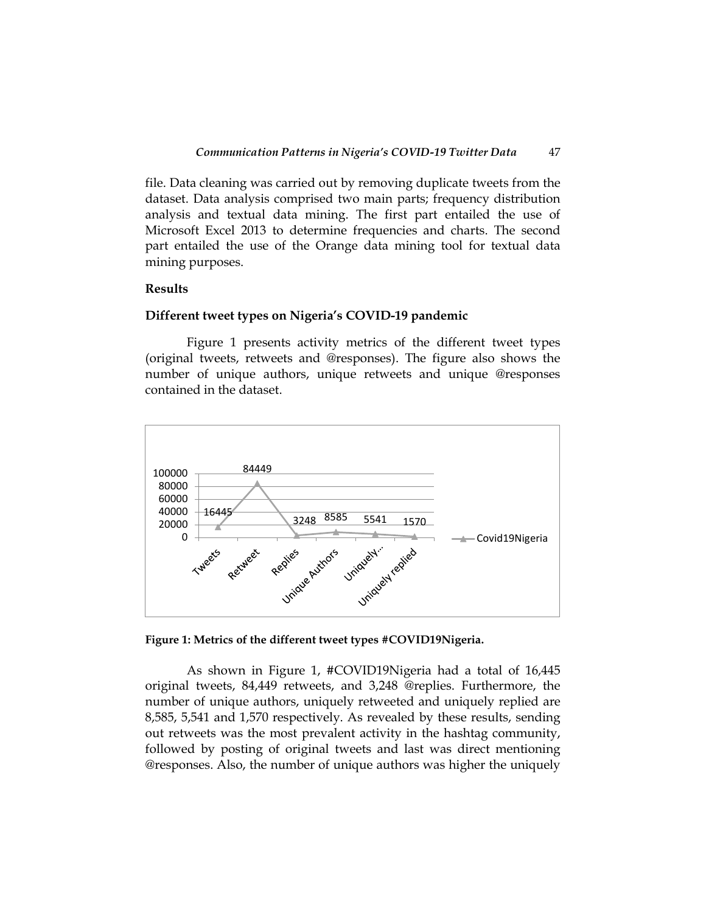file. Data cleaning was carried out by removing duplicate tweets from the dataset. Data analysis comprised two main parts; frequency distribution analysis and textual data mining. The first part entailed the use of Microsoft Excel 2013 to determine frequencies and charts. The second part entailed the use of the Orange data mining tool for textual data mining purposes.

## Results

### Different tweet types on Nigeria's COVID-19 pandemic

Figure 1 presents activity metrics of the different tweet types (original tweets, retweets and @responses). The figure also shows the number of unique authors, unique retweets and unique @responses contained in the dataset.

**Figure 1: Metrics of the different tweet types #COVID19Nigeria.**

As shown in Figure 1, #COVID19Nigeria had a total of 16,445 original tweets, 84,449 retweets, and 3,248 @replies. Furthermore, the number of unique authors, uniquely retweeted and uniquely replied are 8,585, 5,541 and 1,570 respectively. As revealed by these results, sending out retweets was the most prevalent activity in the hashtag community, followed by posting of original tweets and last was direct mentioning @responses. Also, the number of unique authors was higher the uniquely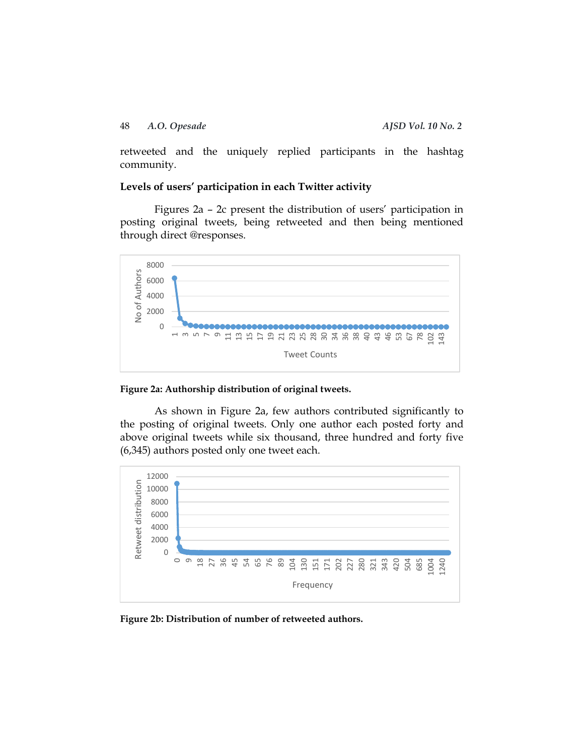retweeted and the uniquely replied participants in the hashtag community.

### Levels of users' participation in each Twitter activity

Figures 2a – 2c present the distribution of users' participation in posting original tweets, being retweeted and then being mentioned through direct @responses.

**Figure 2a: Authorship distribution of original tweets.**

As shown in Figure 2a, few authors contributed significantly to the posting of original tweets. Only one author each posted forty and above original tweets while six thousand, three hundred and forty five (6,345) authors posted only one tweet each.

**Figure 2b: Distribution of number of retweeted authors.**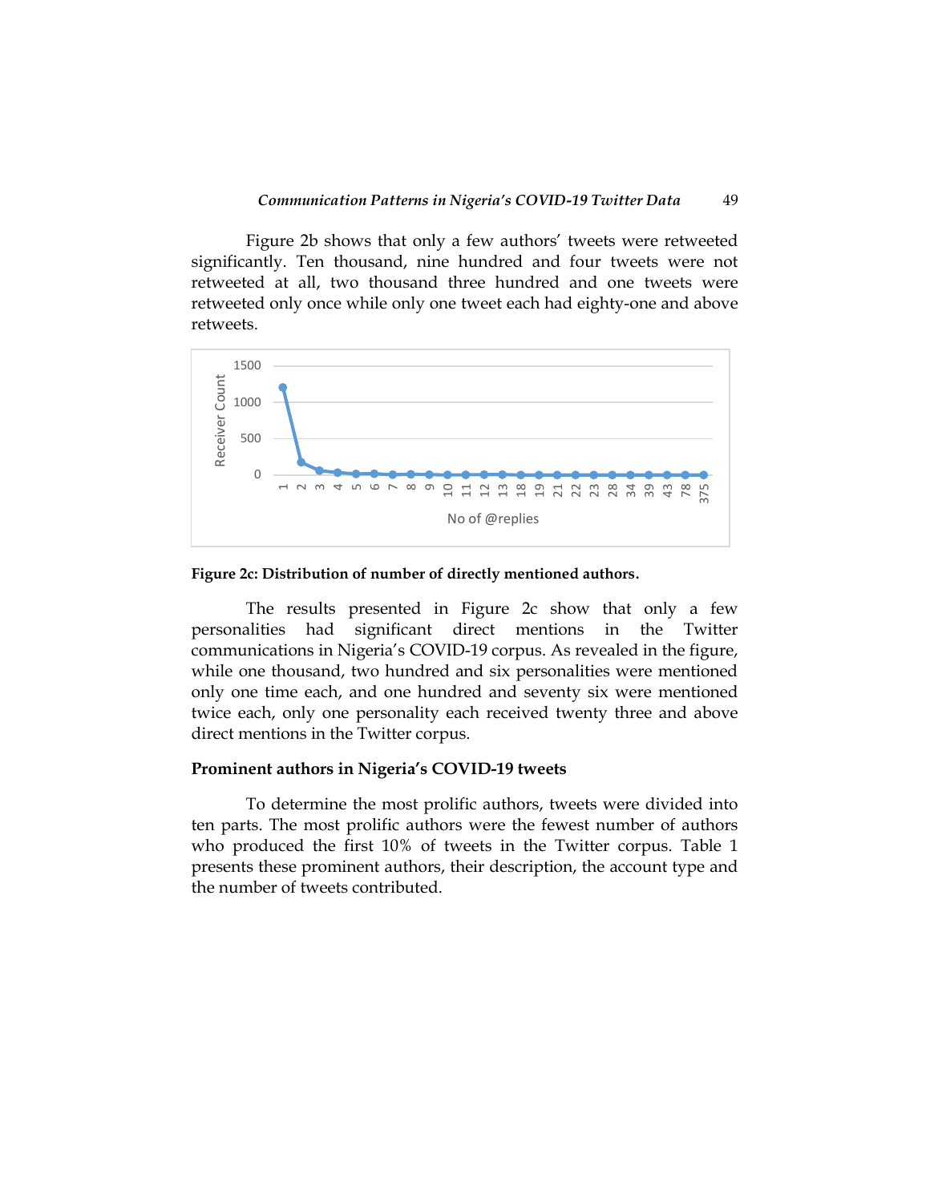Figure 2b shows that only a few authors' tweets were retweeted significantly. Ten thousand, nine hundred and four tweets were not retweeted at all, two thousand three hundred and one tweets were retweeted only once while only one tweet each had eighty-one and above retweets.

**Figure 2c: Distribution of number of directly mentioned authors.**

The results presented in Figure 2c show that only a few personalities had significant direct mentions in the Twitter communications in Nigeria's COVID-19 corpus. As revealed in the figure, while one thousand, two hundred and six personalities were mentioned only one time each, and one hundred and seventy six were mentioned twice each, only one personality each received twenty three and above direct mentions in the Twitter corpus.

### Prominent authors in Nigeria's COVID-19 tweets

To determine the most prolific authors, tweets were divided into ten parts. The most prolific authors were the fewest number of authors who produced the first 10% of tweets in the Twitter corpus. Table 1 presents these prominent authors, their description, the account type and the number of tweets contributed.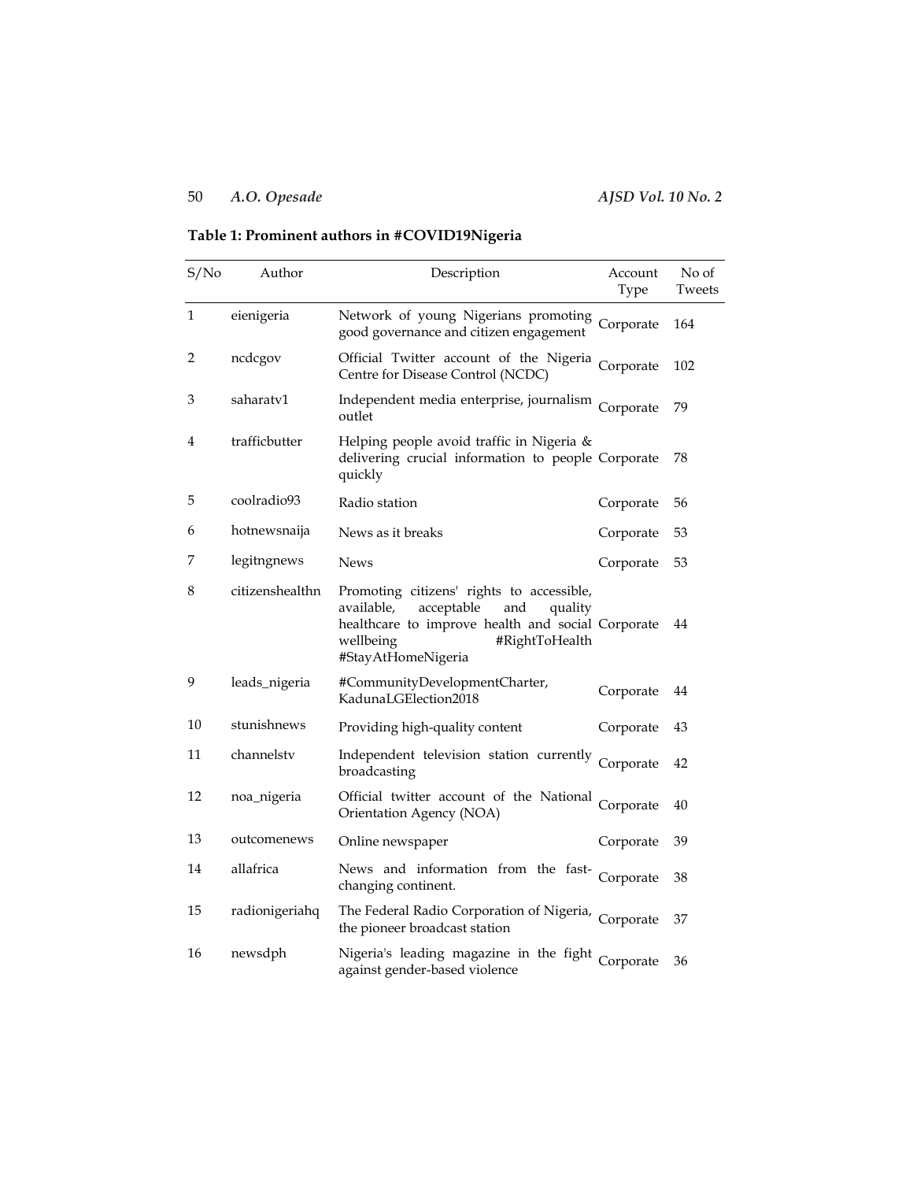**Table 1: Prominent authors in #COVID19Nigeria**

| S/No | Author | Description | Account Type | No of Tweets |
|---|---|---|---|---|
| 1 | eienigeria | Network of young Nigerians promoting good governance and citizen engagement | Corporate | 164 |
| 2 | ncdcgov | Official Twitter account of the Nigeria Centre for Disease Control (NCDC) | Corporate | 102 |
| 3 | saharatv1 | Independent media enterprise, journalism outlet | Corporate | 79 |
| 4 | trafficbutter | Helping people avoid traffic in Nigeria & delivering crucial information to people quickly | Corporate | 78 |
| 5 | coolradio93 | Radio station | Corporate | 56 |
| 6 | hotnewsnaija | News as it breaks | Corporate | 53 |
| 7 | legitngnews | News | Corporate | 53 |
| 8 | citizenshealthn | Promoting citizens' rights to accessible, available, acceptable and quality healthcare to improve health and social wellbeing #RightToHealth #StayAtHomeNigeria | Corporate | 44 |
| 9 | leads_nigeria | #CommunityDevelopmentCharter, KadunaLGElection2018 | Corporate | 44 |
| 10 | stunishnews | Providing high-quality content | Corporate | 43 |
| 11 | channelstv | Independent television station currently broadcasting | Corporate | 42 |
| 12 | noa_nigeria | Official twitter account of the National Orientation Agency (NOA) | Corporate | 40 |
| 13 | outcomenews | Online newspaper | Corporate | 39 |
| 14 | allafrica | News and information from the fast-changing continent. | Corporate | 38 |
| 15 | radionigeriahq | The Federal Radio Corporation of Nigeria, the pioneer broadcast station | Corporate | 37 |
| 16 | newsdph | Nigeria's leading magazine in the fight against gender-based violence | Corporate | 36 |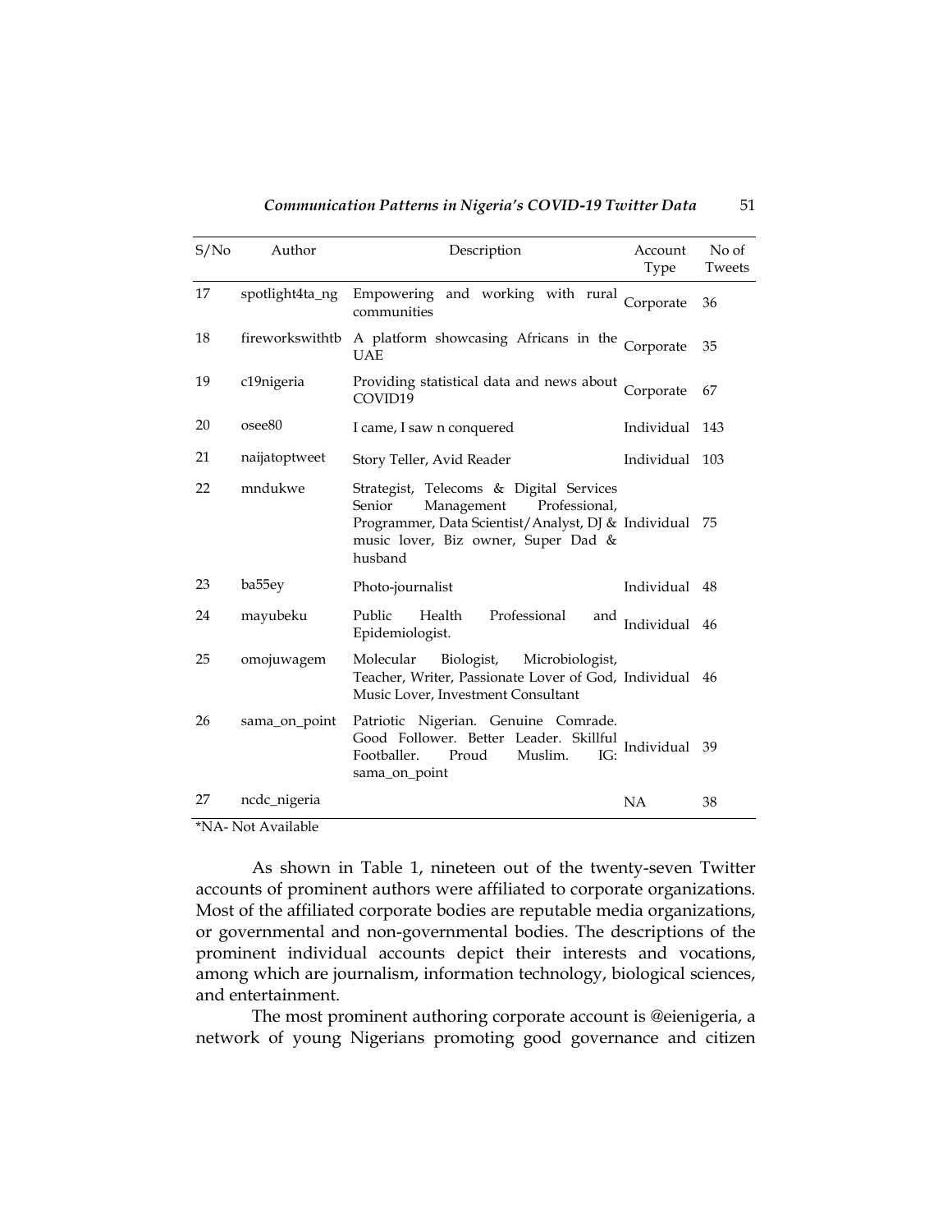| S/No | Author | Description | Account Type | No of Tweets |
|---|---|---|---|---|
| 17 | spotlight4ta_ng | Empowering and working with rural communities | Corporate | 36 |
| 18 | fireworkswithtb | A platform showcasing Africans in the UAE | Corporate | 35 |
| 19 | c19nigeria | Providing statistical data and news about COVID19 | Corporate | 67 |
| 20 | osee80 | I came, I saw n conquered | Individual | 143 |
| 21 | naijatoptweet | Story Teller, Avid Reader | Individual | 103 |
| 22 | mndukwe | Strategist, Telecoms & Digital Services Senior Management Professional, Programmer, Data Scientist/Analyst, DJ & music lover, Biz owner, Super Dad & husband | Individual | 75 |
| 23 | ba55ey | Photo-journalist | Individual | 48 |
| 24 | mayubeku | Public Health Professional and Epidemiologist. | Individual | 46 |
| 25 | omojuwagem | Molecular Biologist, Microbiologist, Teacher, Writer, Passionate Lover of God, Music Lover, Investment Consultant | Individual | 46 |
| 26 | sama_on_point | Patriotic Nigerian. Genuine Comrade. Good Follower. Better Leader. Skillful Footballer. Proud Muslim. IG: sama_on_point | Individual | 39 |
| 27 | ncdc_nigeria | | NA | 38 |

*NA- Not Available

As shown in Table 1, nineteen out of the twenty-seven Twitter accounts of prominent authors were affiliated to corporate organizations. Most of the affiliated corporate bodies are reputable media organizations, or governmental and non-governmental bodies. The descriptions of the prominent individual accounts depict their interests and vocations, among which are journalism, information technology, biological sciences, and entertainment.

The most prominent authoring corporate account is @eienigeria, a network of young Nigerians promoting good governance and citizen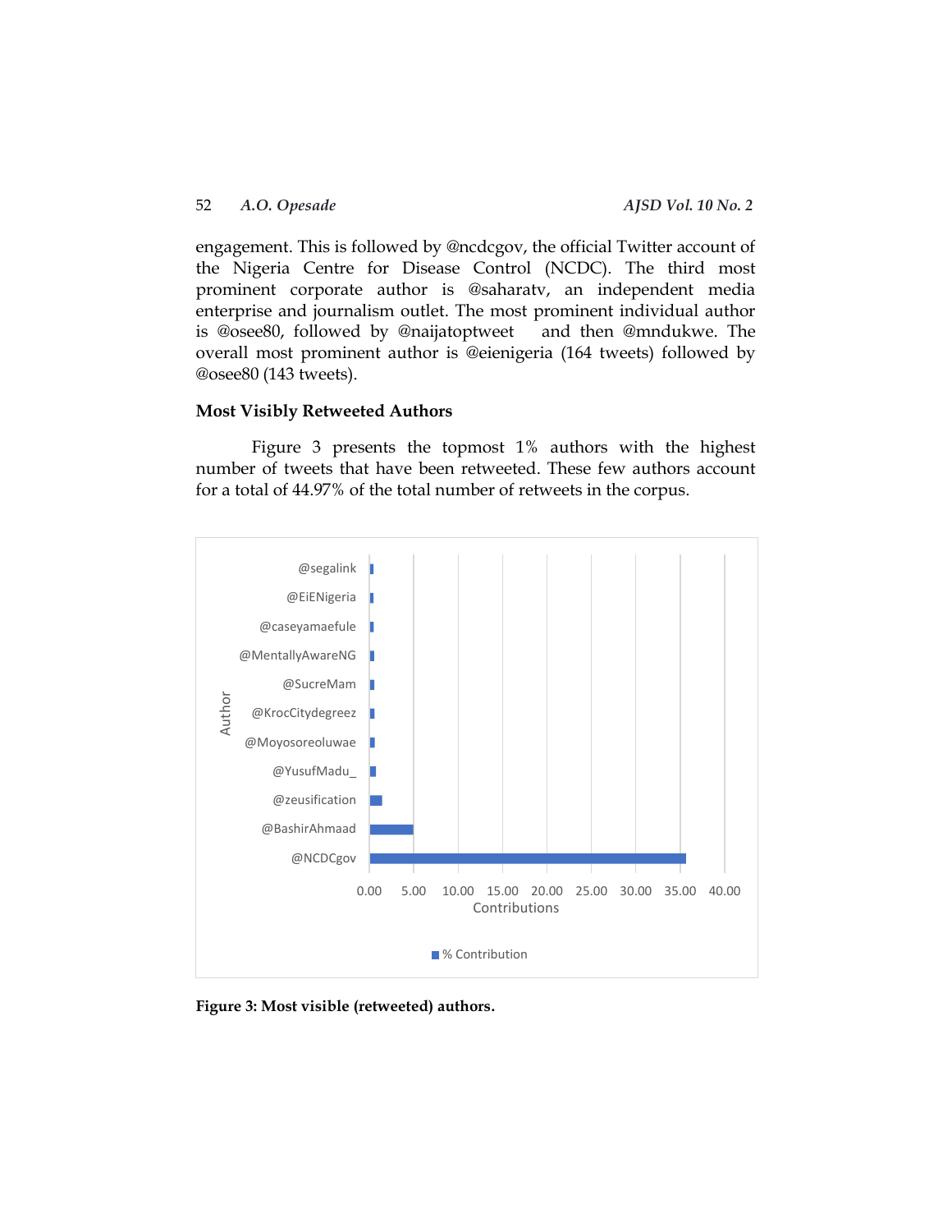engagement. This is followed by @ncdcgov, the official Twitter account of the Nigeria Centre for Disease Control (NCDC). The third most prominent corporate author is @saharatv, an independent media enterprise and journalism outlet. The most prominent individual author is @osee80, followed by @naijatoptweet and then @mndukwe. The overall most prominent author is @eienigeria (164 tweets) followed by @osee80 (143 tweets).

### Most Visibly Retweeted Authors

Figure 3 presents the topmost 1% authors with the highest number of tweets that have been retweeted. These few authors account for a total of 44.97% of the total number of retweets in the corpus.

**Figure 3: Most visible (retweeted) authors.**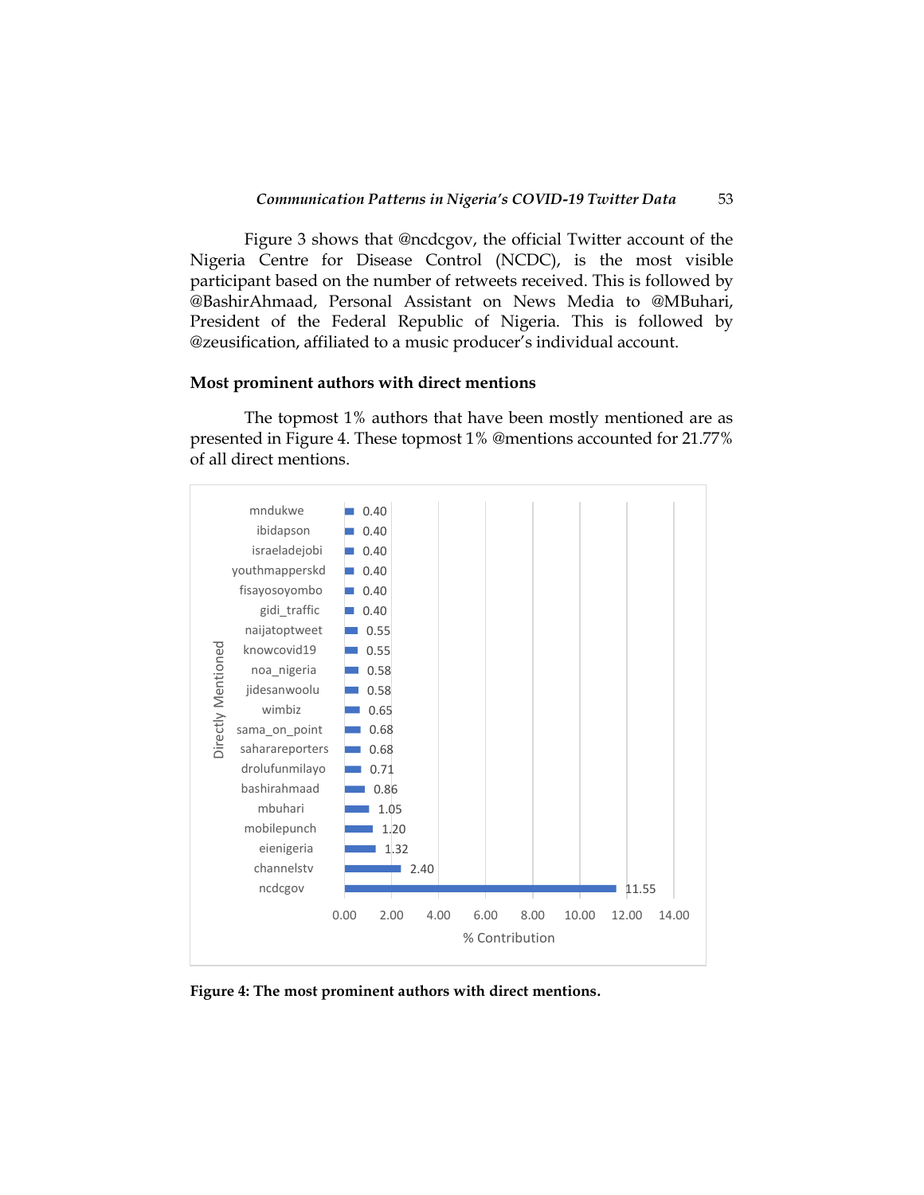Figure 3 shows that @ncdcgov, the official Twitter account of the Nigeria Centre for Disease Control (NCDC), is the most visible participant based on the number of retweets received. This is followed by @BashirAhmaad, Personal Assistant on News Media to @MBuhari, President of the Federal Republic of Nigeria. This is followed by @zeusification, affiliated to a music producer's individual account.

### Most prominent authors with direct mentions

The topmost 1% authors that have been mostly mentioned are as presented in Figure 4. These topmost 1% @mentions accounted for 21.77% of all direct mentions.

| Directly Mentioned | % Contribution |
|---|---|
| mndukwe | 0.40 |
| ibidapson | 0.40 |
| israeladejobi | 0.40 |
| youthmapperskd | 0.40 |
| fisayosoyombo | 0.40 |
| gidi_traffic | 0.40 |
| naijatoptweet | 0.55 |
| knowcovid19 | 0.55 |
| noa_nigeria | 0.58 |
| jidesanwoolu | 0.58 |
| wimbiz | 0.65 |
| sama_on_point | 0.68 |
| saharareporters | 0.68 |
| drolufunmilayo | 0.71 |
| bashirahmaad | 0.86 |
| mbuhari | 1.05 |
| mobilepunch | 1.20 |
| eienigeria | 1.32 |
| channelstv | 2.40 |
| ncdcgov | 11.55 |

**Figure 4: The most prominent authors with direct mentions.**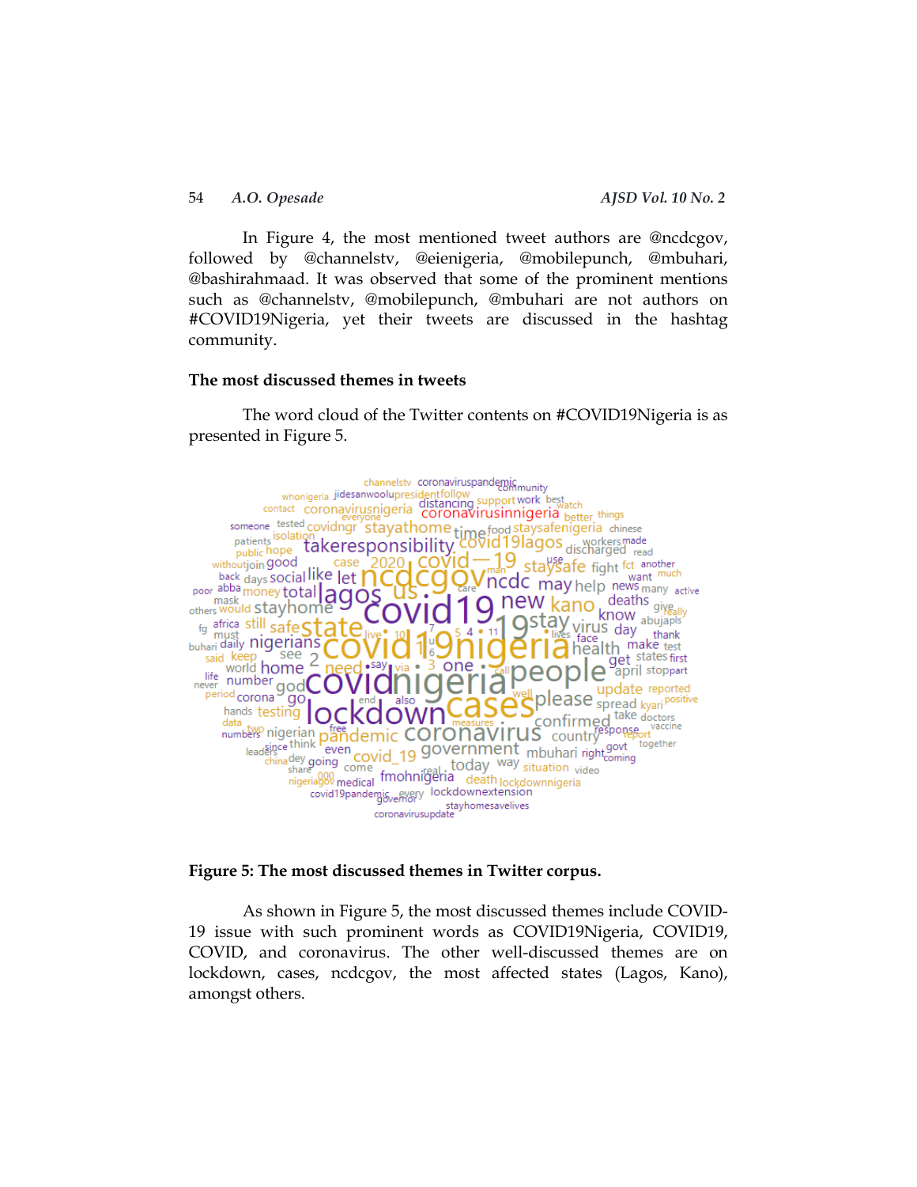In Figure 4, the most mentioned tweet authors are @ncdcgov, followed by @channelstv, @eienigeria, @mobilepunch, @mbuhari, @bashirahmaad. It was observed that some of the prominent mentions such as @channelstv, @mobilepunch, @mbuhari are not authors on #COVID19Nigeria, yet their tweets are discussed in the hashtag community.

### The most discussed themes in tweets

The word cloud of the Twitter contents on #COVID19Nigeria is as presented in Figure 5.

**Figure 5: The most discussed themes in Twitter corpus.**

As shown in Figure 5, the most discussed themes include COVID-19 issue with such prominent words as COVID19Nigeria, COVID19, COVID, and coronavirus. The other well-discussed themes are on lockdown, cases, ncdcgov, the most affected states (Lagos, Kano), amongst others.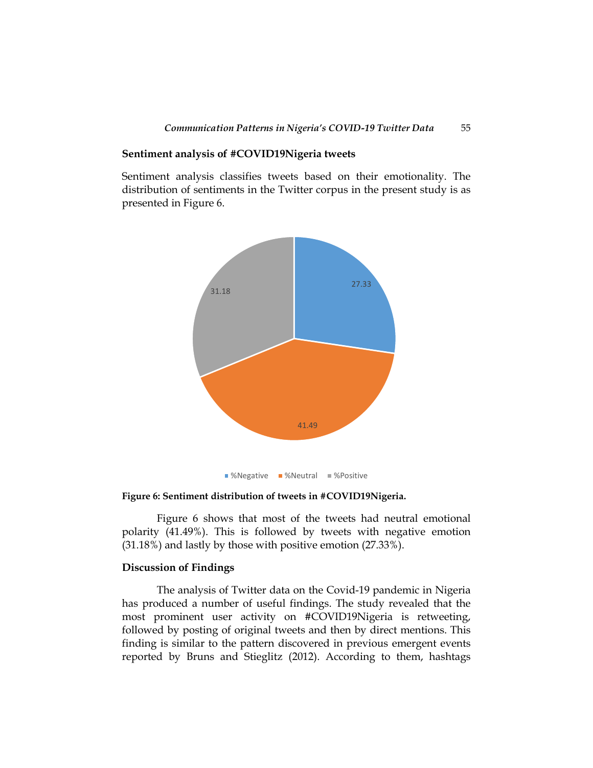### Sentiment analysis of #COVID19Nigeria tweets

Sentiment analysis classifies tweets based on their emotionality. The distribution of sentiments in the Twitter corpus in the present study is as presented in Figure 6.

**Figure 6: Sentiment distribution of tweets in #COVID19Nigeria.**

Figure 6 shows that most of the tweets had neutral emotional polarity (41.49%). This is followed by tweets with negative emotion (31.18%) and lastly by those with positive emotion (27.33%).

### Discussion of Findings

The analysis of Twitter data on the Covid-19 pandemic in Nigeria has produced a number of useful findings. The study revealed that the most prominent user activity on #COVID19Nigeria is retweeting, followed by posting of original tweets and then by direct mentions. This finding is similar to the pattern discovered in previous emergent events reported by Bruns and Stieglitz (2012). According to them, hashtags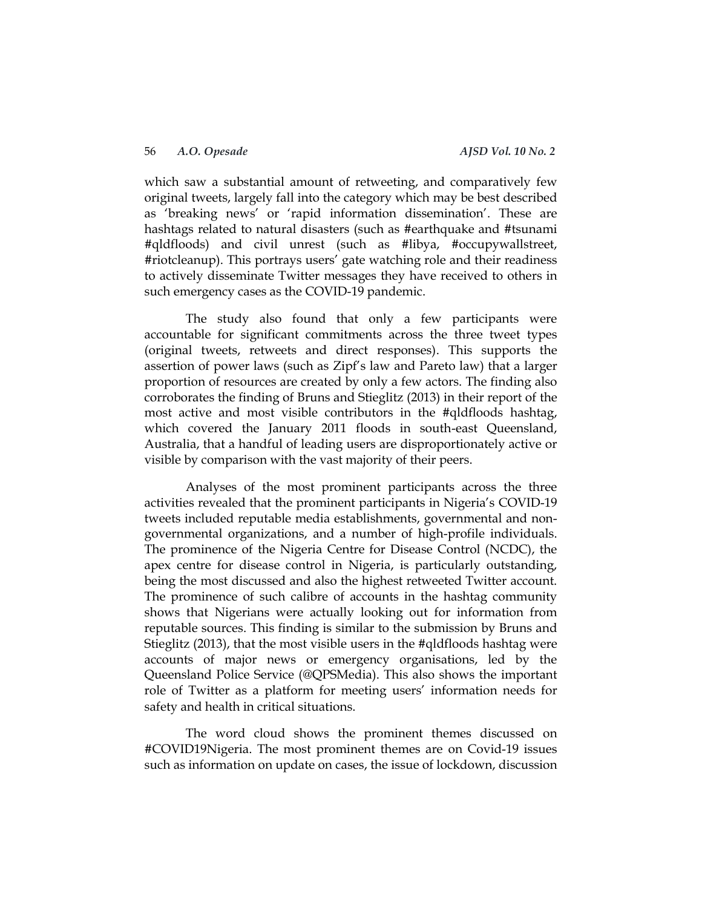which saw a substantial amount of retweeting, and comparatively few original tweets, largely fall into the category which may be best described as 'breaking news' or 'rapid information dissemination'. These are hashtags related to natural disasters (such as #earthquake and #tsunami #qldfloods) and civil unrest (such as #libya, #occupywallstreet, #riotcleanup). This portrays users' gate watching role and their readiness to actively disseminate Twitter messages they have received to others in such emergency cases as the COVID-19 pandemic.

The study also found that only a few participants were accountable for significant commitments across the three tweet types (original tweets, retweets and direct responses). This supports the assertion of power laws (such as Zipf's law and Pareto law) that a larger proportion of resources are created by only a few actors. The finding also corroborates the finding of Bruns and Stieglitz (2013) in their report of the most active and most visible contributors in the #qldfloods hashtag, which covered the January 2011 floods in south-east Queensland, Australia, that a handful of leading users are disproportionately active or visible by comparison with the vast majority of their peers.

Analyses of the most prominent participants across the three activities revealed that the prominent participants in Nigeria's COVID-19 tweets included reputable media establishments, governmental and non-governmental organizations, and a number of high-profile individuals. The prominence of the Nigeria Centre for Disease Control (NCDC), the apex centre for disease control in Nigeria, is particularly outstanding, being the most discussed and also the highest retweeted Twitter account. The prominence of such calibre of accounts in the hashtag community shows that Nigerians were actually looking out for information from reputable sources. This finding is similar to the submission by Bruns and Stieglitz (2013), that the most visible users in the #qldfloods hashtag were accounts of major news or emergency organisations, led by the Queensland Police Service (@QPSMedia). This also shows the important role of Twitter as a platform for meeting users' information needs for safety and health in critical situations.

The word cloud shows the prominent themes discussed on #COVID19Nigeria. The most prominent themes are on Covid-19 issues such as information on update on cases, the issue of lockdown, discussion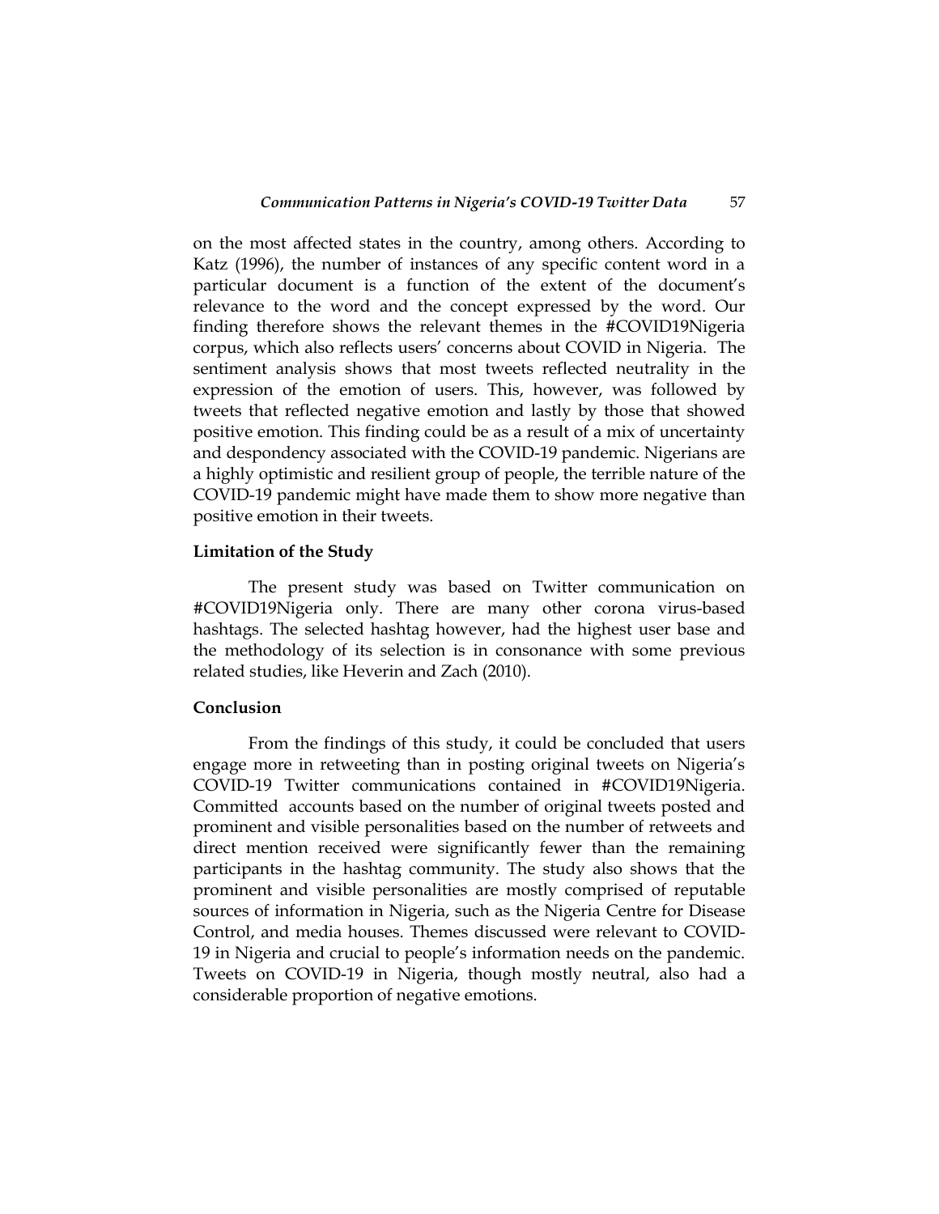on the most affected states in the country, among others. According to Katz (1996), the number of instances of any specific content word in a particular document is a function of the extent of the document's relevance to the word and the concept expressed by the word. Our finding therefore shows the relevant themes in the #COVID19Nigeria corpus, which also reflects users' concerns about COVID in Nigeria. The sentiment analysis shows that most tweets reflected neutrality in the expression of the emotion of users. This, however, was followed by tweets that reflected negative emotion and lastly by those that showed positive emotion. This finding could be as a result of a mix of uncertainty and despondency associated with the COVID-19 pandemic. Nigerians are a highly optimistic and resilient group of people, the terrible nature of the COVID-19 pandemic might have made them to show more negative than positive emotion in their tweets.

## Limitation of the Study

The present study was based on Twitter communication on #COVID19Nigeria only. There are many other corona virus-based hashtags. The selected hashtag however, had the highest user base and the methodology of its selection is in consonance with some previous related studies, like Heverin and Zach (2010).

## Conclusion

From the findings of this study, it could be concluded that users engage more in retweeting than in posting original tweets on Nigeria's COVID-19 Twitter communications contained in #COVID19Nigeria. Committed accounts based on the number of original tweets posted and prominent and visible personalities based on the number of retweets and direct mention received were significantly fewer than the remaining participants in the hashtag community. The study also shows that the prominent and visible personalities are mostly comprised of reputable sources of information in Nigeria, such as the Nigeria Centre for Disease Control, and media houses. Themes discussed were relevant to COVID-19 in Nigeria and crucial to people's information needs on the pandemic. Tweets on COVID-19 in Nigeria, though mostly neutral, also had a considerable proportion of negative emotions.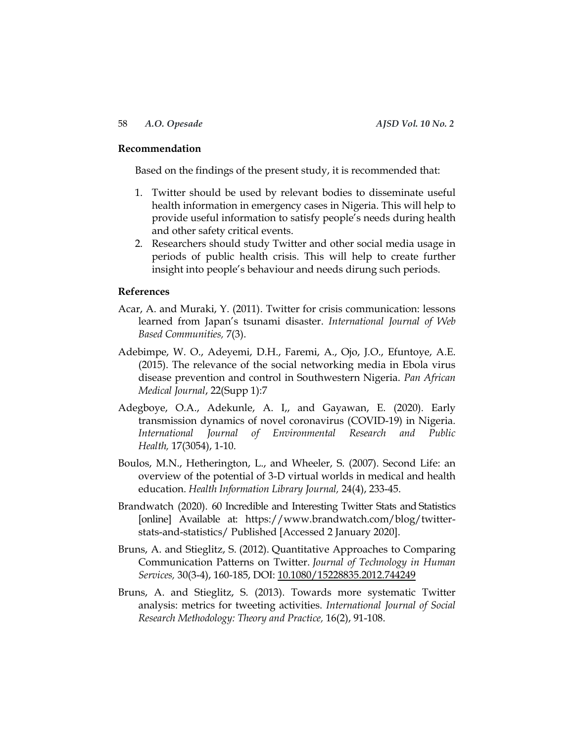## Recommendation

Based on the findings of the present study, it is recommended that:

1. Twitter should be used by relevant bodies to disseminate useful health information in emergency cases in Nigeria. This will help to provide useful information to satisfy people's needs during health and other safety critical events.
2. Researchers should study Twitter and other social media usage in periods of public health crisis. This will help to create further insight into people's behaviour and needs dirung such periods.

## References

Acar, A. and Muraki, Y. (2011). Twitter for crisis communication: lessons learned from Japan's tsunami disaster. *International Journal of Web Based Communities,* 7(3).

Adebimpe, W. O., Adeyemi, D.H., Faremi, A., Ojo, J.O., Efuntoye, A.E. (2015). The relevance of the social networking media in Ebola virus disease prevention and control in Southwestern Nigeria. *Pan African Medical Journal*, 22(Supp 1):7

Adegboye, O.A., Adekunle, A. I,, and Gayawan, E. (2020). Early transmission dynamics of novel coronavirus (COVID-19) in Nigeria. *International Journal of Environmental Research and Public Health,* 17(3054), 1-10.

Boulos, M.N., Hetherington, L., and Wheeler, S. (2007). Second Life: an overview of the potential of 3-D virtual worlds in medical and health education. *Health Information Library Journal,* 24(4), 233-45.

Brandwatch (2020). 60 Incredible and Interesting Twitter Stats and Statistics [online] Available at: https://www.brandwatch.com/blog/twitter-stats-and-statistics/ Published [Accessed 2 January 2020].

Bruns, A. and Stieglitz, S. (2012). Quantitative Approaches to Comparing Communication Patterns on Twitter. *Journal of Technology in Human Services,* 30(3-4), 160-185, DOI: 10.1080/15228835.2012.744249

Bruns, A. and Stieglitz, S. (2013). Towards more systematic Twitter analysis: metrics for tweeting activities. *International Journal of Social Research Methodology: Theory and Practice,* 16(2), 91-108.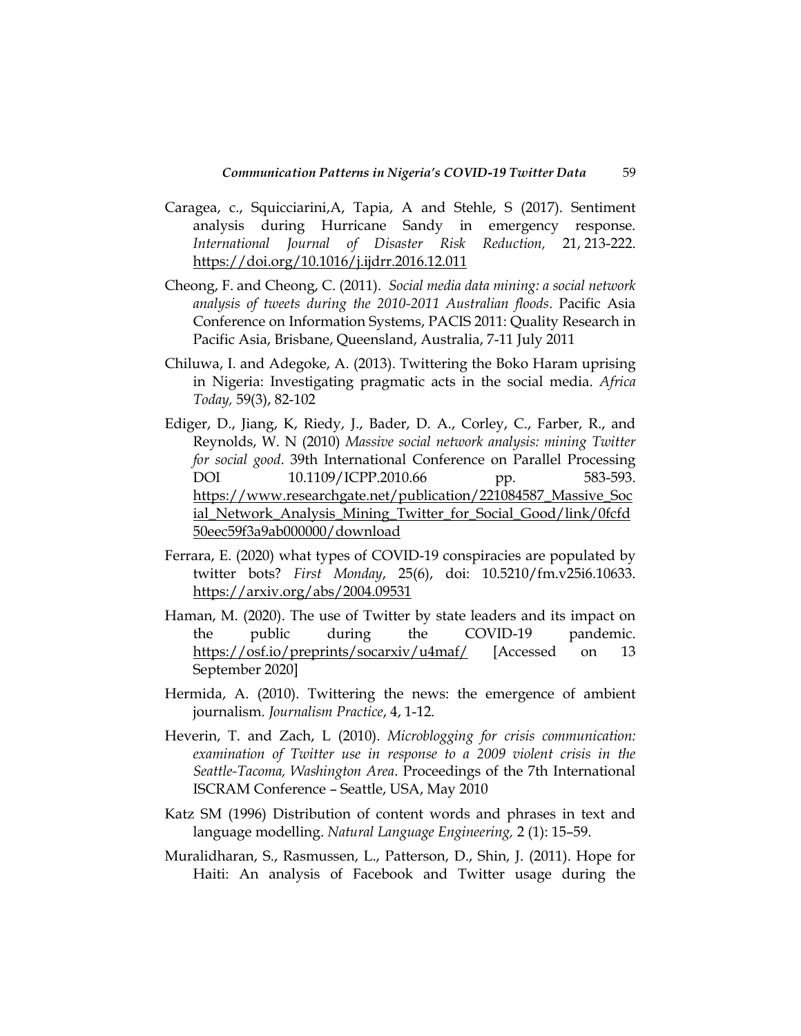Caragea, c., Squicciarini,A, Tapia, A and Stehle, S (2017). Sentiment analysis during Hurricane Sandy in emergency response. *International Journal of Disaster Risk Reduction,* 21, 213-222. https://doi.org/10.1016/j.ijdrr.2016.12.011

Cheong, F. and Cheong, C. (2011). *Social media data mining: a social network analysis of tweets during the 2010-2011 Australian floods*. Pacific Asia Conference on Information Systems, PACIS 2011: Quality Research in Pacific Asia, Brisbane, Queensland, Australia, 7-11 July 2011

Chiluwa, I. and Adegoke, A. (2013). Twittering the Boko Haram uprising in Nigeria: Investigating pragmatic acts in the social media. *Africa Today,* 59(3), 82-102

Ediger, D., Jiang, K, Riedy, J., Bader, D. A., Corley, C., Farber, R., and Reynolds, W. N (2010) *Massive social network analysis: mining Twitter for social good*. 39th International Conference on Parallel Processing DOI 10.1109/ICPP.2010.66 pp. 583-593. https://www.researchgate.net/publication/221084587_Massive_Social_Network_Analysis_Mining_Twitter_for_Social_Good/link/0fcfd50eec59f3a9ab000000/download

Ferrara, E. (2020) what types of COVID-19 conspiracies are populated by twitter bots? *First Monday*, 25(6), doi: 10.5210/fm.v25i6.10633. https://arxiv.org/abs/2004.09531

Haman, M. (2020). The use of Twitter by state leaders and its impact on the public during the COVID-19 pandemic. https://osf.io/preprints/socarxiv/u4maf/ [Accessed on 13 September 2020]

Hermida, A. (2010). Twittering the news: the emergence of ambient journalism. *Journalism Practice*, 4, 1-12.

Heverin, T. and Zach, L (2010). *Microblogging for crisis communication: examination of Twitter use in response to a 2009 violent crisis in the Seattle-Tacoma, Washington Area*. Proceedings of the 7th International ISCRAM Conference – Seattle, USA, May 2010

Katz SM (1996) Distribution of content words and phrases in text and language modelling. *Natural Language Engineering,* 2 (1): 15–59.

Muralidharan, S., Rasmussen, L., Patterson, D., Shin, J. (2011). Hope for Haiti: An analysis of Facebook and Twitter usage during the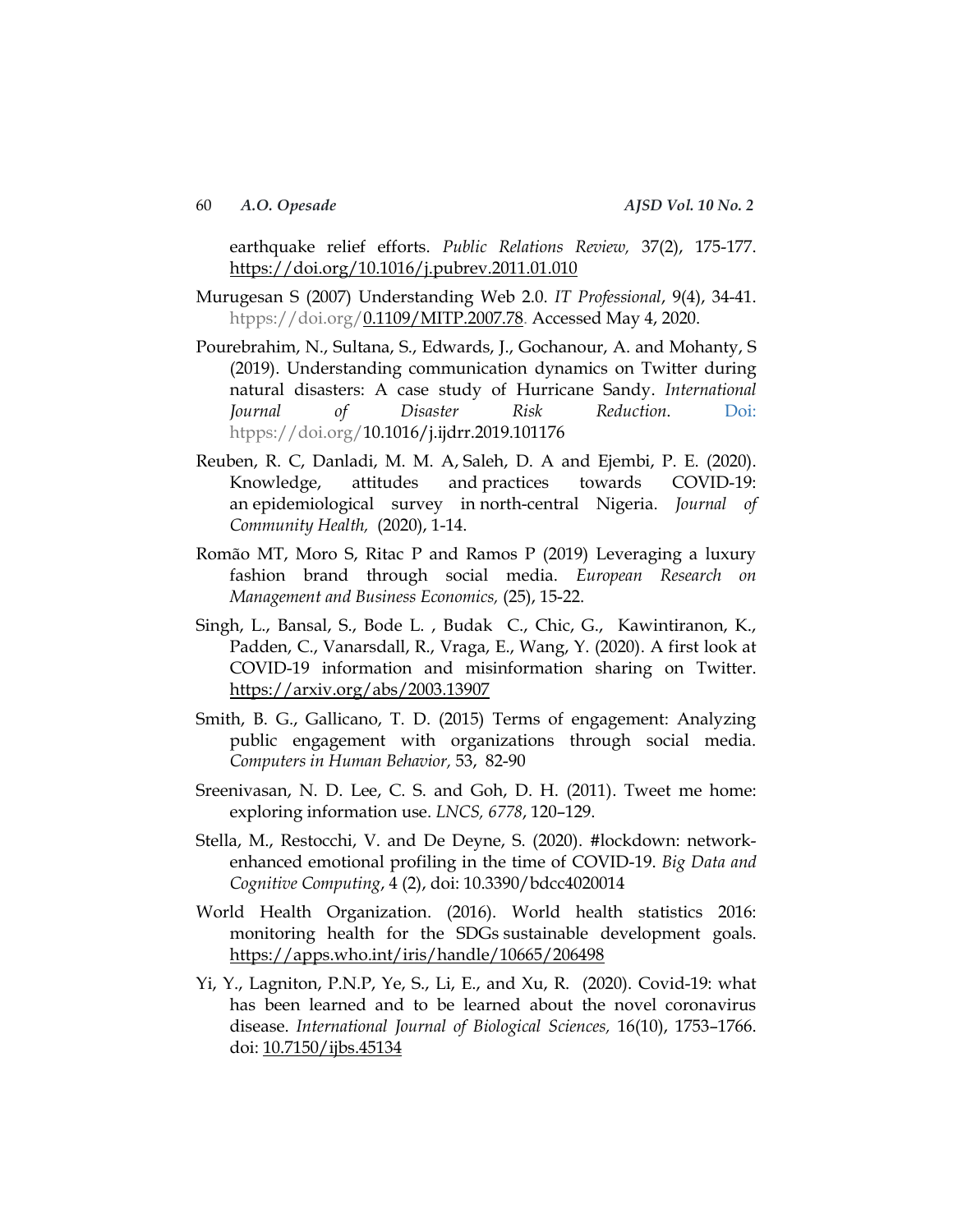earthquake relief efforts. *Public Relations Review,* 37(2), 175-177. https://doi.org/10.1016/j.pubrev.2011.01.010

Murugesan S (2007) Understanding Web 2.0. *IT Professional*, 9(4), 34-41. htpps://doi.org/0.1109/MITP.2007.78. Accessed May 4, 2020.

Pourebrahim, N., Sultana, S., Edwards, J., Gochanour, A. and Mohanty, S (2019). Understanding communication dynamics on Twitter during natural disasters: A case study of Hurricane Sandy. *International Journal of Disaster Risk Reduction.* Doi: htpps://doi.org/10.1016/j.ijdrr.2019.101176

Reuben, R. C, Danladi, M. M. A, Saleh, D. A and Ejembi, P. E. (2020). Knowledge, attitudes and practices towards COVID-19: an epidemiological survey in north-central Nigeria. *Journal of Community Health,* (2020), 1-14.

Romão MT, Moro S, Ritac P and Ramos P (2019) Leveraging a luxury fashion brand through social media. *European Research on Management and Business Economics,* (25), 15-22.

Singh, L., Bansal, S., Bode L. , Budak C., Chic, G., Kawintiranon, K., Padden, C., Vanarsdall, R., Vraga, E., Wang, Y. (2020). A first look at COVID-19 information and misinformation sharing on Twitter. https://arxiv.org/abs/2003.13907

Smith, B. G., Gallicano, T. D. (2015) Terms of engagement: Analyzing public engagement with organizations through social media. *Computers in Human Behavior,* 53, 82-90

Sreenivasan, N. D. Lee, C. S. and Goh, D. H. (2011). Tweet me home: exploring information use. *LNCS, 6778*, 120–129.

Stella, M., Restocchi, V. and De Deyne, S. (2020). #lockdown: network-enhanced emotional profiling in the time of COVID-19. *Big Data and Cognitive Computing*, 4 (2), doi: 10.3390/bdcc4020014

World Health Organization. (2016). World health statistics 2016: monitoring health for the SDGs sustainable development goals. https://apps.who.int/iris/handle/10665/206498

Yi, Y., Lagniton, P.N.P, Ye, S., Li, E., and Xu, R. (2020). Covid-19: what has been learned and to be learned about the novel coronavirus disease. *International Journal of Biological Sciences,* 16(10), 1753–1766. doi: 10.7150/ijbs.45134